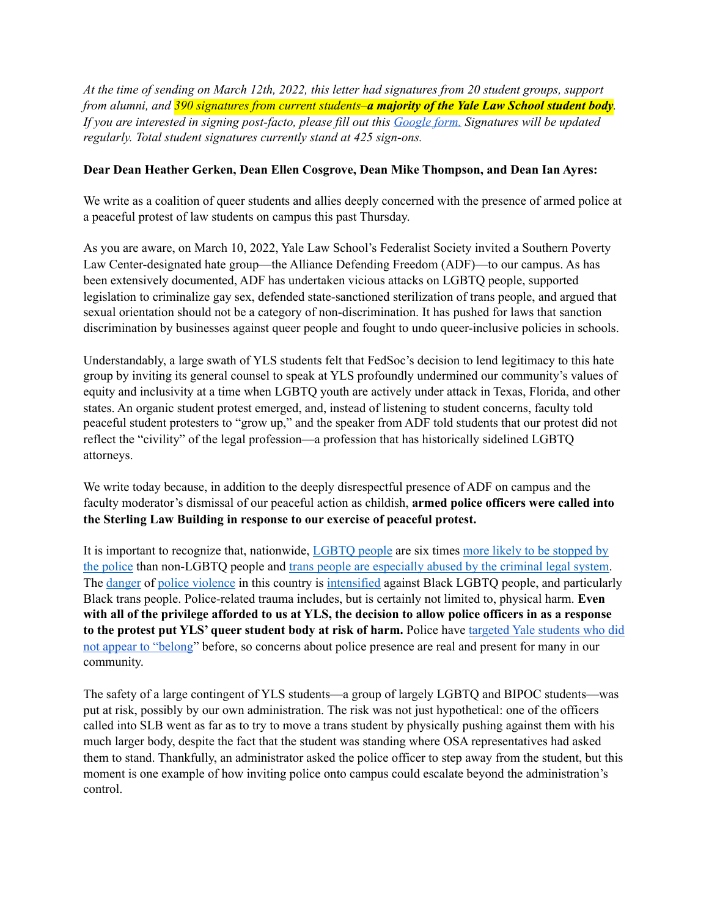*At the time of sending on March 12th, 2022, this letter had signatures from 20 student groups, support from alumni, and 390 signatures from current students–**a majority of the Yale Law School student body**. If you are interested in signing post-facto, please fill out this [Google form.](#) Signatures will be updated regularly. Total student signatures currently stand at 425 sign-ons.*

**Dear Dean Heather Gerken, Dean Ellen Cosgrove, Dean Mike Thompson, and Dean Ian Ayres:**

We write as a coalition of queer students and allies deeply concerned with the presence of armed police at a peaceful protest of law students on campus this past Thursday.

As you are aware, on March 10, 2022, Yale Law School's Federalist Society invited a Southern Poverty Law Center-designated hate group—the Alliance Defending Freedom (ADF)—to our campus. As has been extensively documented, ADF has undertaken vicious attacks on LGBTQ people, supported legislation to criminalize gay sex, defended state-sanctioned sterilization of trans people, and argued that sexual orientation should not be a category of non-discrimination. It has pushed for laws that sanction discrimination by businesses against queer people and fought to undo queer-inclusive policies in schools.

Understandably, a large swath of YLS students felt that FedSoc's decision to lend legitimacy to this hate group by inviting its general counsel to speak at YLS profoundly undermined our community's values of equity and inclusivity at a time when LGBTQ youth are actively under attack in Texas, Florida, and other states. An organic student protest emerged, and, instead of listening to student concerns, faculty told peaceful student protesters to "grow up," and the speaker from ADF told students that our protest did not reflect the "civility" of the legal profession—a profession that has historically sidelined LGBTQ attorneys.

We write today because, in addition to the deeply disrespectful presence of ADF on campus and the faculty moderator's dismissal of our peaceful action as childish, **armed police officers were called into the Sterling Law Building in response to our exercise of peaceful protest.**

It is important to recognize that, nationwide, [LGBTQ people](#) are six times [more likely to be stopped by the police](#) than non-LGBTQ people and [trans people are especially abused by the criminal legal system](#). The [danger](#) of [police violence](#) in this country is [intensified](#) against Black LGBTQ people, and particularly Black trans people. Police-related trauma includes, but is certainly not limited to, physical harm. **Even with all of the privilege afforded to us at YLS, the decision to allow police officers in as a response to the protest put YLS' queer student body at risk of harm.** Police have [targeted Yale students who did not appear to "belong](#)" before, so concerns about police presence are real and present for many in our community.

The safety of a large contingent of YLS students—a group of largely LGBTQ and BIPOC students—was put at risk, possibly by our own administration. The risk was not just hypothetical: one of the officers called into SLB went as far as to try to move a trans student by physically pushing against them with his much larger body, despite the fact that the student was standing where OSA representatives had asked them to stand. Thankfully, an administrator asked the police officer to step away from the student, but this moment is one example of how inviting police onto campus could escalate beyond the administration's control.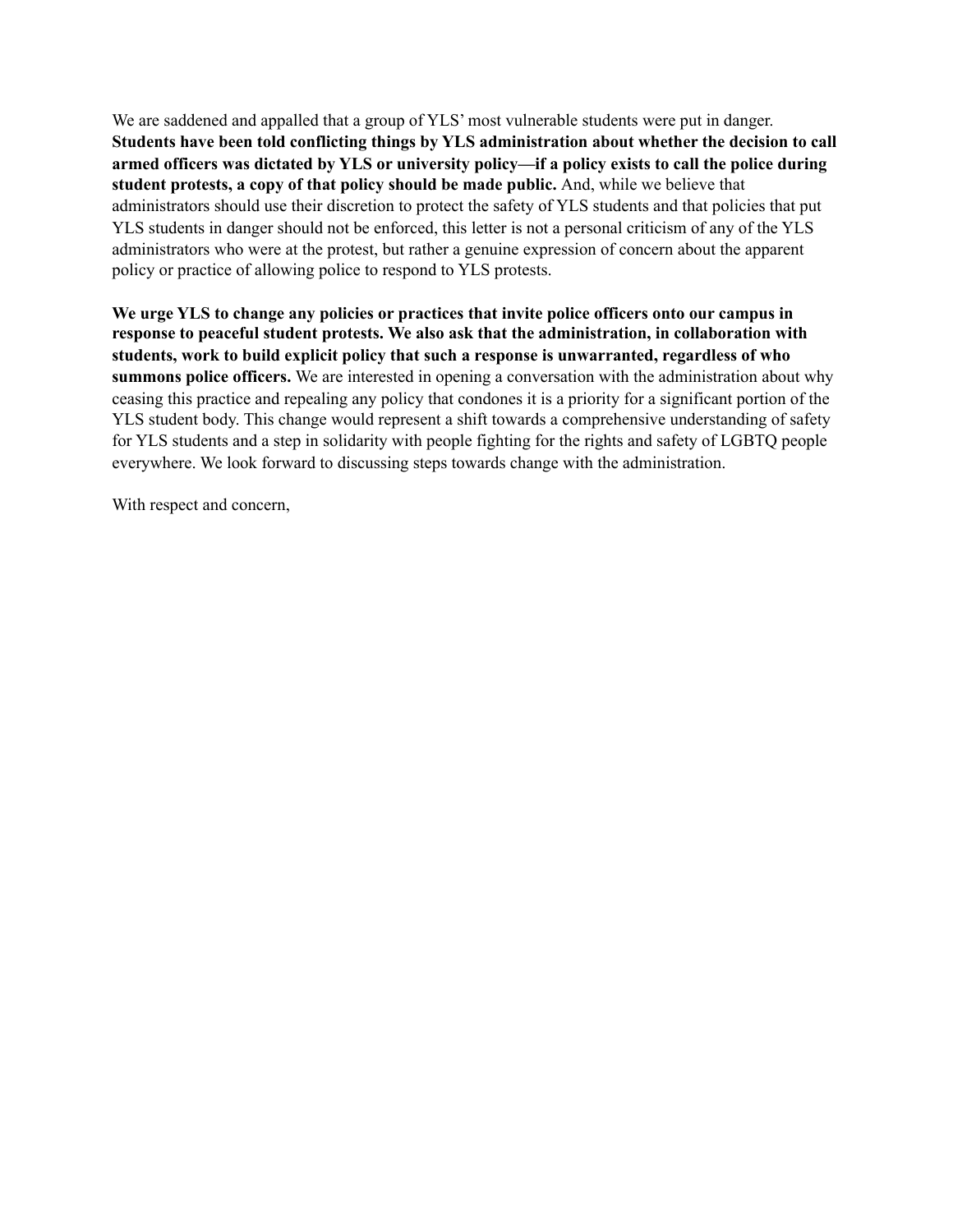We are saddened and appalled that a group of YLS' most vulnerable students were put in danger. **Students have been told conflicting things by YLS administration about whether the decision to call armed officers was dictated by YLS or university policy—if a policy exists to call the police during student protests, a copy of that policy should be made public.** And, while we believe that administrators should use their discretion to protect the safety of YLS students and that policies that put YLS students in danger should not be enforced, this letter is not a personal criticism of any of the YLS administrators who were at the protest, but rather a genuine expression of concern about the apparent policy or practice of allowing police to respond to YLS protests.

**We urge YLS to change any policies or practices that invite police officers onto our campus in response to peaceful student protests. We also ask that the administration, in collaboration with students, work to build explicit policy that such a response is unwarranted, regardless of who summons police officers.** We are interested in opening a conversation with the administration about why ceasing this practice and repealing any policy that condones it is a priority for a significant portion of the YLS student body. This change would represent a shift towards a comprehensive understanding of safety for YLS students and a step in solidarity with people fighting for the rights and safety of LGBTQ people everywhere. We look forward to discussing steps towards change with the administration.

With respect and concern,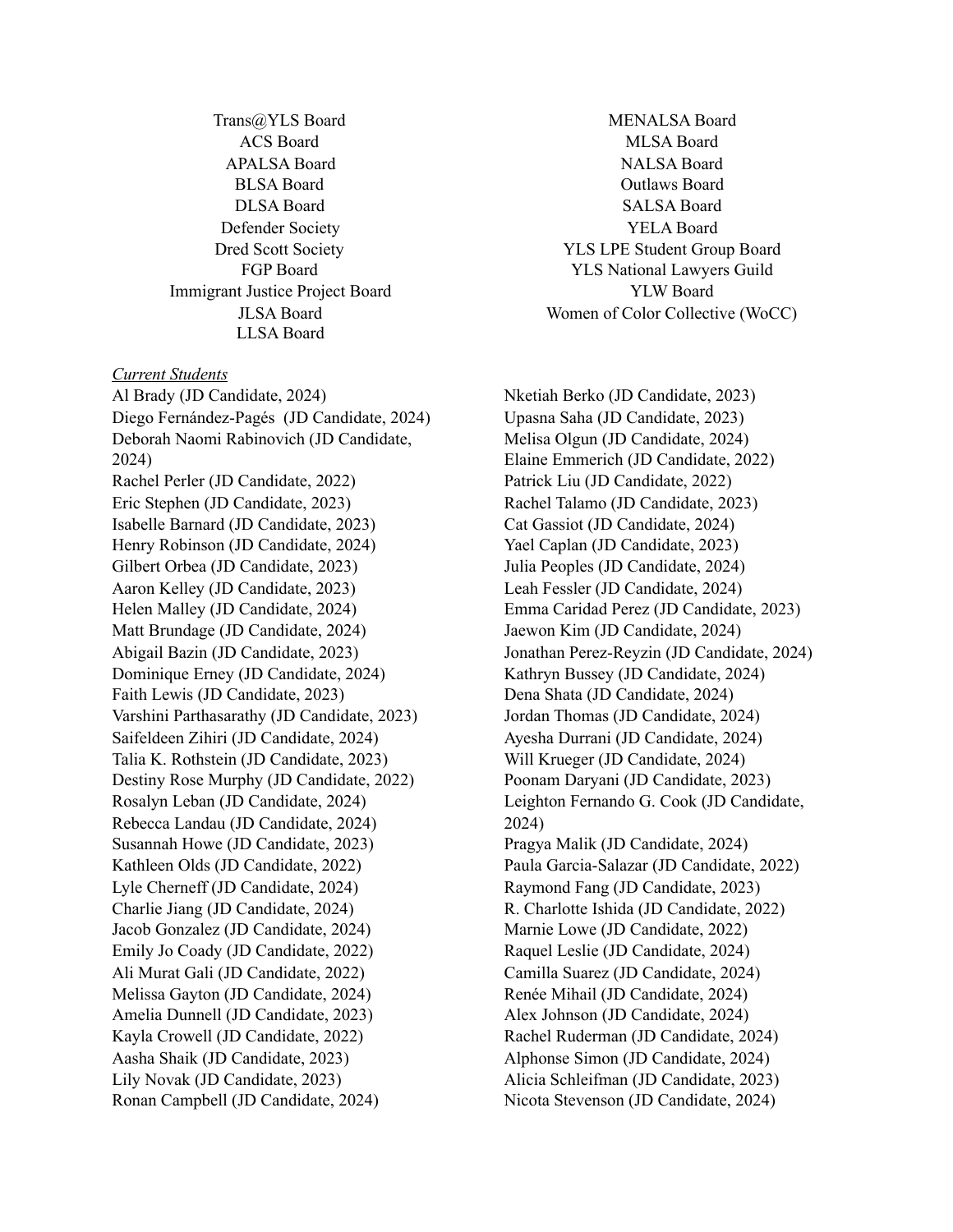Trans@YLS Board
ACS Board
APALSA Board
BLSA Board
DLSA Board
Defender Society
Dred Scott Society
FGP Board
Immigrant Justice Project Board
JLSA Board
LLSA Board
MENALSA Board
MLSA Board
NALSA Board
Outlaws Board
SALSA Board
YELA Board
YLS LPE Student Group Board
YLS National Lawyers Guild
YLW Board
Women of Color Collective (WoCC)

*Current Students*

Al Brady (JD Candidate, 2024)
Diego Fernández-Pagés (JD Candidate, 2024)
Deborah Naomi Rabinovich (JD Candidate, 2024)
Rachel Perler (JD Candidate, 2022)
Eric Stephen (JD Candidate, 2023)
Isabelle Barnard (JD Candidate, 2023)
Henry Robinson (JD Candidate, 2024)
Gilbert Orbea (JD Candidate, 2023)
Aaron Kelley (JD Candidate, 2023)
Helen Malley (JD Candidate, 2024)
Matt Brundage (JD Candidate, 2024)
Abigail Bazin (JD Candidate, 2023)
Dominique Erney (JD Candidate, 2024)
Faith Lewis (JD Candidate, 2023)
Varshini Parthasarathy (JD Candidate, 2023)
Saifeldeen Zihiri (JD Candidate, 2024)
Talia K. Rothstein (JD Candidate, 2023)
Destiny Rose Murphy (JD Candidate, 2022)
Rosalyn Leban (JD Candidate, 2024)
Rebecca Landau (JD Candidate, 2024)
Susannah Howe (JD Candidate, 2023)
Kathleen Olds (JD Candidate, 2022)
Lyle Cherneff (JD Candidate, 2024)
Charlie Jiang (JD Candidate, 2024)
Jacob Gonzalez (JD Candidate, 2024)
Emily Jo Coady (JD Candidate, 2022)
Ali Murat Gali (JD Candidate, 2022)
Melissa Gayton (JD Candidate, 2024)
Amelia Dunnell (JD Candidate, 2023)
Kayla Crowell (JD Candidate, 2022)
Aasha Shaik (JD Candidate, 2023)
Lily Novak (JD Candidate, 2023)
Ronan Campbell (JD Candidate, 2024)
Nketiah Berko (JD Candidate, 2023)
Upasna Saha (JD Candidate, 2023)
Melisa Olgun (JD Candidate, 2024)
Elaine Emmerich (JD Candidate, 2022)
Patrick Liu (JD Candidate, 2022)
Rachel Talamo (JD Candidate, 2023)
Cat Gassiot (JD Candidate, 2024)
Yael Caplan (JD Candidate, 2023)
Julia Peoples (JD Candidate, 2024)
Leah Fessler (JD Candidate, 2024)
Emma Caridad Perez (JD Candidate, 2023)
Jaewon Kim (JD Candidate, 2024)
Jonathan Perez-Reyzin (JD Candidate, 2024)
Kathryn Bussey (JD Candidate, 2024)
Dena Shata (JD Candidate, 2024)
Jordan Thomas (JD Candidate, 2024)
Ayesha Durrani (JD Candidate, 2024)
Will Krueger (JD Candidate, 2024)
Poonam Daryani (JD Candidate, 2023)
Leighton Fernando G. Cook (JD Candidate, 2024)
Pragya Malik (JD Candidate, 2024)
Paula Garcia-Salazar (JD Candidate, 2022)
Raymond Fang (JD Candidate, 2023)
R. Charlotte Ishida (JD Candidate, 2022)
Marnie Lowe (JD Candidate, 2022)
Raquel Leslie (JD Candidate, 2024)
Camilla Suarez (JD Candidate, 2024)
Renée Mihail (JD Candidate, 2024)
Alex Johnson (JD Candidate, 2024)
Rachel Ruderman (JD Candidate, 2024)
Alphonse Simon (JD Candidate, 2024)
Alicia Schleifman (JD Candidate, 2023)
Nicota Stevenson (JD Candidate, 2024)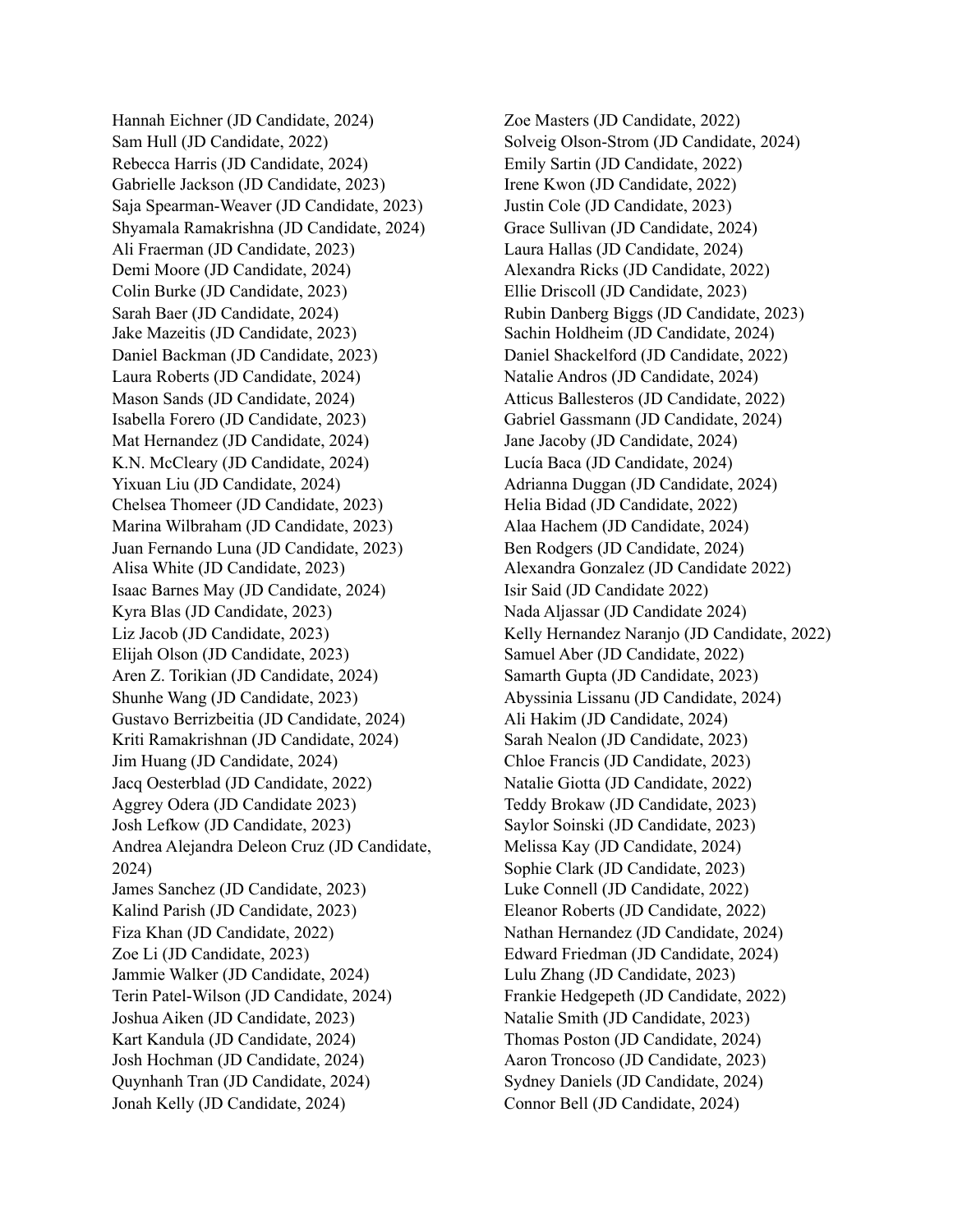Hannah Eichner (JD Candidate, 2024)
Sam Hull (JD Candidate, 2022)
Rebecca Harris (JD Candidate, 2024)
Gabrielle Jackson (JD Candidate, 2023)
Saja Spearman-Weaver (JD Candidate, 2023)
Shyamala Ramakrishna (JD Candidate, 2024)
Ali Fraerman (JD Candidate, 2023)
Demi Moore (JD Candidate, 2024)
Colin Burke (JD Candidate, 2023)
Sarah Baer (JD Candidate, 2024)
Jake Mazeitis (JD Candidate, 2023)
Daniel Backman (JD Candidate, 2023)
Laura Roberts (JD Candidate, 2024)
Mason Sands (JD Candidate, 2024)
Isabella Forero (JD Candidate, 2023)
Mat Hernandez (JD Candidate, 2024)
K.N. McCleary (JD Candidate, 2024)
Yixuan Liu (JD Candidate, 2024)
Chelsea Thomeer (JD Candidate, 2023)
Marina Wilbraham (JD Candidate, 2023)
Juan Fernando Luna (JD Candidate, 2023)
Alisa White (JD Candidate, 2023)
Isaac Barnes May (JD Candidate, 2024)
Kyra Blas (JD Candidate, 2023)
Liz Jacob (JD Candidate, 2023)
Elijah Olson (JD Candidate, 2023)
Aren Z. Torikian (JD Candidate, 2024)
Shunhe Wang (JD Candidate, 2023)
Gustavo Berrizbeitia (JD Candidate, 2024)
Kriti Ramakrishnan (JD Candidate, 2024)
Jim Huang (JD Candidate, 2024)
Jacq Oesterblad (JD Candidate, 2022)
Aggrey Odera (JD Candidate 2023)
Josh Lefkow (JD Candidate, 2023)
Andrea Alejandra Deleon Cruz (JD Candidate, 2024)
James Sanchez (JD Candidate, 2023)
Kalind Parish (JD Candidate, 2023)
Fiza Khan (JD Candidate, 2022)
Zoe Li (JD Candidate, 2023)
Jammie Walker (JD Candidate, 2024)
Terin Patel-Wilson (JD Candidate, 2024)
Joshua Aiken (JD Candidate, 2023)
Kart Kandula (JD Candidate, 2024)
Josh Hochman (JD Candidate, 2024)
Quynhanh Tran (JD Candidate, 2024)
Jonah Kelly (JD Candidate, 2024)
Zoe Masters (JD Candidate, 2022)
Solveig Olson-Strom (JD Candidate, 2024)
Emily Sartin (JD Candidate, 2022)
Irene Kwon (JD Candidate, 2022)
Justin Cole (JD Candidate, 2023)
Grace Sullivan (JD Candidate, 2024)
Laura Hallas (JD Candidate, 2024)
Alexandra Ricks (JD Candidate, 2022)
Ellie Driscoll (JD Candidate, 2023)
Rubin Danberg Biggs (JD Candidate, 2023)
Sachin Holdheim (JD Candidate, 2024)
Daniel Shackelford (JD Candidate, 2022)
Natalie Andros (JD Candidate, 2024)
Atticus Ballesteros (JD Candidate, 2022)
Gabriel Gassmann (JD Candidate, 2024)
Jane Jacoby (JD Candidate, 2024)
Lucía Baca (JD Candidate, 2024)
Adrianna Duggan (JD Candidate, 2024)
Helia Bidad (JD Candidate, 2022)
Alaa Hachem (JD Candidate, 2024)
Ben Rodgers (JD Candidate, 2024)
Alexandra Gonzalez (JD Candidate 2022)
Isir Said (JD Candidate 2022)
Nada Aljassar (JD Candidate 2024)
Kelly Hernandez Naranjo (JD Candidate, 2022)
Samuel Aber (JD Candidate, 2022)
Samarth Gupta (JD Candidate, 2023)
Abyssinia Lissanu (JD Candidate, 2024)
Ali Hakim (JD Candidate, 2024)
Sarah Nealon (JD Candidate, 2023)
Chloe Francis (JD Candidate, 2023)
Natalie Giotta (JD Candidate, 2022)
Teddy Brokaw (JD Candidate, 2023)
Saylor Soinski (JD Candidate, 2023)
Melissa Kay (JD Candidate, 2024)
Sophie Clark (JD Candidate, 2023)
Luke Connell (JD Candidate, 2022)
Eleanor Roberts (JD Candidate, 2022)
Nathan Hernandez (JD Candidate, 2024)
Edward Friedman (JD Candidate, 2024)
Lulu Zhang (JD Candidate, 2023)
Frankie Hedgepeth (JD Candidate, 2022)
Natalie Smith (JD Candidate, 2023)
Thomas Poston (JD Candidate, 2024)
Aaron Troncoso (JD Candidate, 2023)
Sydney Daniels (JD Candidate, 2024)
Connor Bell (JD Candidate, 2024)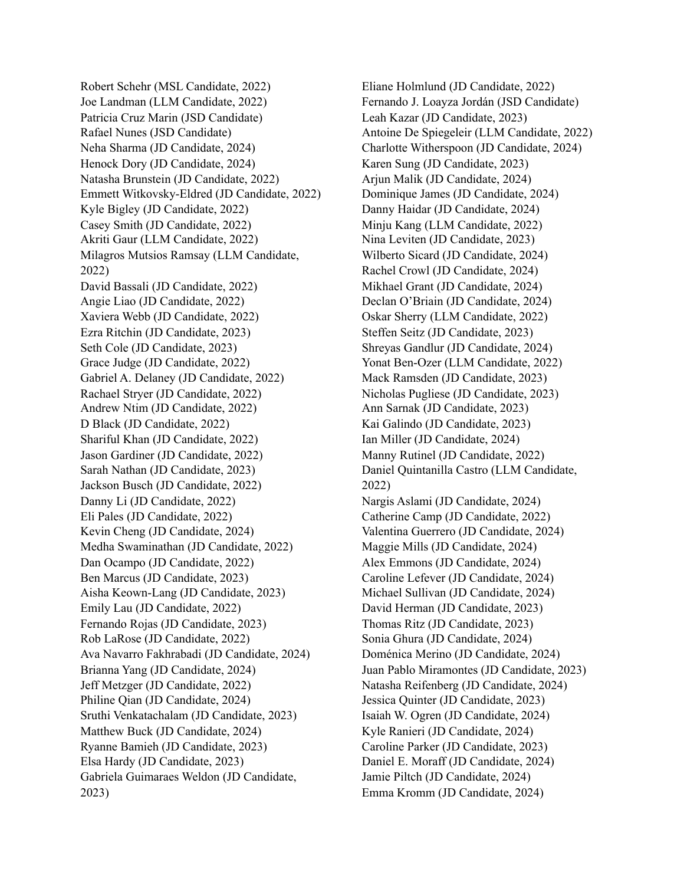Robert Schehr (MSL Candidate, 2022)
Joe Landman (LLM Candidate, 2022)
Patricia Cruz Marin (JSD Candidate)
Rafael Nunes (JSD Candidate)
Neha Sharma (JD Candidate, 2024)
Henock Dory (JD Candidate, 2024)
Natasha Brunstein (JD Candidate, 2022)
Emmett Witkovsky-Eldred (JD Candidate, 2022)
Kyle Bigley (JD Candidate, 2022)
Casey Smith (JD Candidate, 2022)
Akriti Gaur (LLM Candidate, 2022)
Milagros Mutsios Ramsay (LLM Candidate, 2022)
David Bassali (JD Candidate, 2022)
Angie Liao (JD Candidate, 2022)
Xaviera Webb (JD Candidate, 2022)
Ezra Ritchin (JD Candidate, 2023)
Seth Cole (JD Candidate, 2023)
Grace Judge (JD Candidate, 2022)
Gabriel A. Delaney (JD Candidate, 2022)
Rachael Stryer (JD Candidate, 2022)
Andrew Ntim (JD Candidate, 2022)
D Black (JD Candidate, 2022)
Shariful Khan (JD Candidate, 2022)
Jason Gardiner (JD Candidate, 2022)
Sarah Nathan (JD Candidate, 2023)
Jackson Busch (JD Candidate, 2022)
Danny Li (JD Candidate, 2022)
Eli Pales (JD Candidate, 2022)
Kevin Cheng (JD Candidate, 2024)
Medha Swaminathan (JD Candidate, 2022)
Dan Ocampo (JD Candidate, 2022)
Ben Marcus (JD Candidate, 2023)
Aisha Keown-Lang (JD Candidate, 2023)
Emily Lau (JD Candidate, 2022)
Fernando Rojas (JD Candidate, 2023)
Rob LaRose (JD Candidate, 2022)
Ava Navarro Fakhrabadi (JD Candidate, 2024)
Brianna Yang (JD Candidate, 2024)
Jeff Metzger (JD Candidate, 2022)
Philine Qian (JD Candidate, 2024)
Sruthi Venkatachalam (JD Candidate, 2023)
Matthew Buck (JD Candidate, 2024)
Ryanne Bamieh (JD Candidate, 2023)
Elsa Hardy (JD Candidate, 2023)
Gabriela Guimaraes Weldon (JD Candidate, 2023)
Eliane Holmlund (JD Candidate, 2022)
Fernando J. Loayza Jordán (JSD Candidate)
Leah Kazar (JD Candidate, 2023)
Antoine De Spiegeleir (LLM Candidate, 2022)
Charlotte Witherspoon (JD Candidate, 2024)
Karen Sung (JD Candidate, 2023)
Arjun Malik (JD Candidate, 2024)
Dominique James (JD Candidate, 2024)
Danny Haidar (JD Candidate, 2024)
Minju Kang (LLM Candidate, 2022)
Nina Leviten (JD Candidate, 2023)
Wilberto Sicard (JD Candidate, 2024)
Rachel Crowl (JD Candidate, 2024)
Mikhael Grant (JD Candidate, 2024)
Declan O'Briain (JD Candidate, 2024)
Oskar Sherry (LLM Candidate, 2022)
Steffen Seitz (JD Candidate, 2023)
Shreyas Gandlur (JD Candidate, 2024)
Yonat Ben-Ozer (LLM Candidate, 2022)
Mack Ramsden (JD Candidate, 2023)
Nicholas Pugliese (JD Candidate, 2023)
Ann Sarnak (JD Candidate, 2023)
Kai Galindo (JD Candidate, 2023)
Ian Miller (JD Candidate, 2024)
Manny Rutinel (JD Candidate, 2022)
Daniel Quintanilla Castro (LLM Candidate, 2022)
Nargis Aslami (JD Candidate, 2024)
Catherine Camp (JD Candidate, 2022)
Valentina Guerrero (JD Candidate, 2024)
Maggie Mills (JD Candidate, 2024)
Alex Emmons (JD Candidate, 2024)
Caroline Lefever (JD Candidate, 2024)
Michael Sullivan (JD Candidate, 2024)
David Herman (JD Candidate, 2023)
Thomas Ritz (JD Candidate, 2023)
Sonia Ghura (JD Candidate, 2024)
Doménica Merino (JD Candidate, 2024)
Juan Pablo Miramontes (JD Candidate, 2023)
Natasha Reifenberg (JD Candidate, 2024)
Jessica Quinter (JD Candidate, 2023)
Isaiah W. Ogren (JD Candidate, 2024)
Kyle Ranieri (JD Candidate, 2024)
Caroline Parker (JD Candidate, 2023)
Daniel E. Moraff (JD Candidate, 2024)
Jamie Piltch (JD Candidate, 2024)
Emma Kromm (JD Candidate, 2024)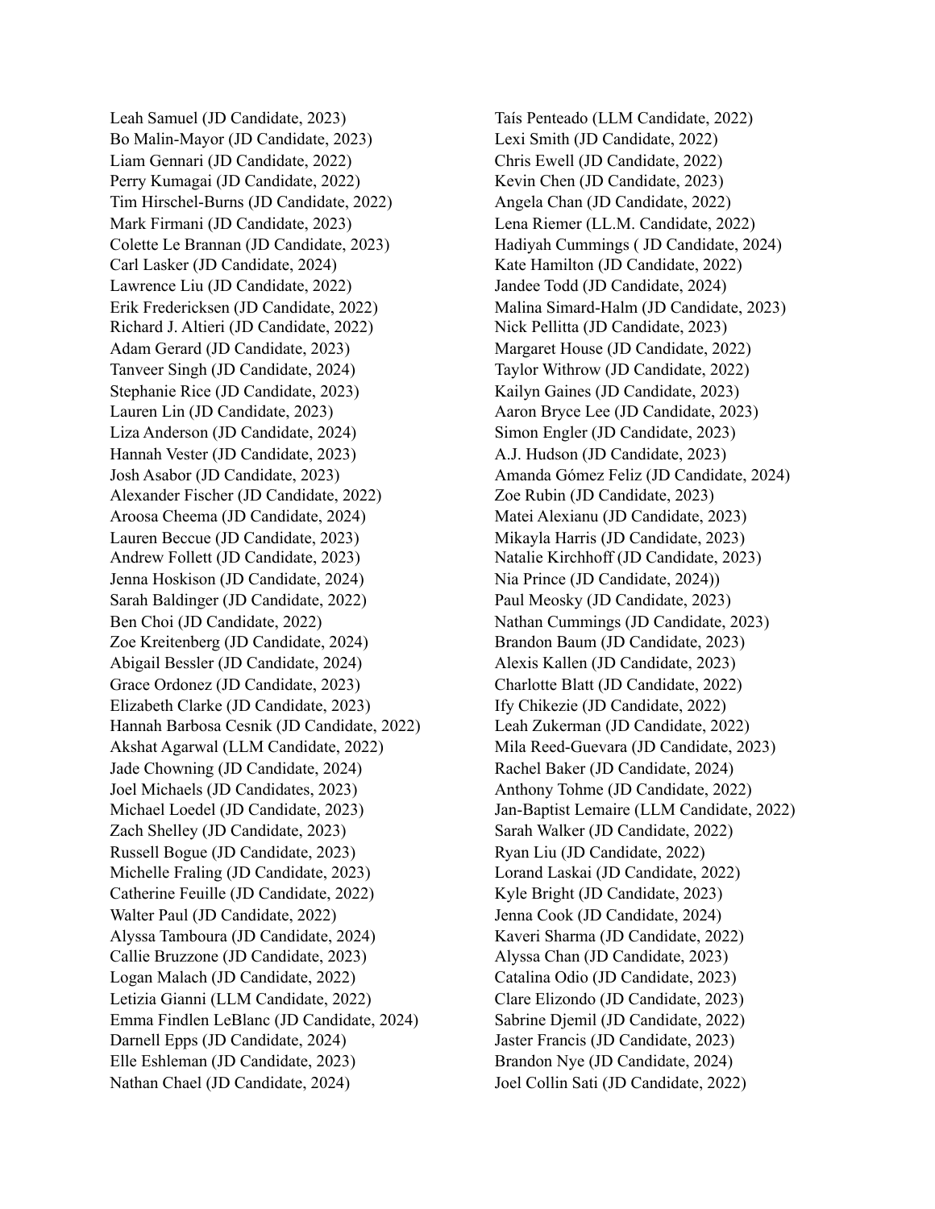Leah Samuel (JD Candidate, 2023)
Bo Malin-Mayor (JD Candidate, 2023)
Liam Gennari (JD Candidate, 2022)
Perry Kumagai (JD Candidate, 2022)
Tim Hirschel-Burns (JD Candidate, 2022)
Mark Firmani (JD Candidate, 2023)
Colette Le Brannan (JD Candidate, 2023)
Carl Lasker (JD Candidate, 2024)
Lawrence Liu (JD Candidate, 2022)
Erik Fredericksen (JD Candidate, 2022)
Richard J. Altieri (JD Candidate, 2022)
Adam Gerard (JD Candidate, 2023)
Tanveer Singh (JD Candidate, 2024)
Stephanie Rice (JD Candidate, 2023)
Lauren Lin (JD Candidate, 2023)
Liza Anderson (JD Candidate, 2024)
Hannah Vester (JD Candidate, 2023)
Josh Asabor (JD Candidate, 2023)
Alexander Fischer (JD Candidate, 2022)
Aroosa Cheema (JD Candidate, 2024)
Lauren Beccue (JD Candidate, 2023)
Andrew Follett (JD Candidate, 2023)
Jenna Hoskison (JD Candidate, 2024)
Sarah Baldinger (JD Candidate, 2022)
Ben Choi (JD Candidate, 2022)
Zoe Kreitenberg (JD Candidate, 2024)
Abigail Bessler (JD Candidate, 2024)
Grace Ordonez (JD Candidate, 2023)
Elizabeth Clarke (JD Candidate, 2023)
Hannah Barbosa Cesnik (JD Candidate, 2022)
Akshat Agarwal (LLM Candidate, 2022)
Jade Chowning (JD Candidate, 2024)
Joel Michaels (JD Candidates, 2023)
Michael Loedel (JD Candidate, 2023)
Zach Shelley (JD Candidate, 2023)
Russell Bogue (JD Candidate, 2023)
Michelle Fraling (JD Candidate, 2023)
Catherine Feuille (JD Candidate, 2022)
Walter Paul (JD Candidate, 2022)
Alyssa Tamboura (JD Candidate, 2024)
Callie Bruzzone (JD Candidate, 2023)
Logan Malach (JD Candidate, 2022)
Letizia Gianni (LLM Candidate, 2022)
Emma Findlen LeBlanc (JD Candidate, 2024)
Darnell Epps (JD Candidate, 2024)
Elle Eshleman (JD Candidate, 2023)
Nathan Chael (JD Candidate, 2024)
Taís Penteado (LLM Candidate, 2022)
Lexi Smith (JD Candidate, 2022)
Chris Ewell (JD Candidate, 2022)
Kevin Chen (JD Candidate, 2023)
Angela Chan (JD Candidate, 2022)
Lena Riemer (LL.M. Candidate, 2022)
Hadiyah Cummings ( JD Candidate, 2024)
Kate Hamilton (JD Candidate, 2022)
Jandee Todd (JD Candidate, 2024)
Malina Simard-Halm (JD Candidate, 2023)
Nick Pellitta (JD Candidate, 2023)
Margaret House (JD Candidate, 2022)
Taylor Withrow (JD Candidate, 2022)
Kailyn Gaines (JD Candidate, 2023)
Aaron Bryce Lee (JD Candidate, 2023)
Simon Engler (JD Candidate, 2023)
A.J. Hudson (JD Candidate, 2023)
Amanda Gómez Feliz (JD Candidate, 2024)
Zoe Rubin (JD Candidate, 2023)
Matei Alexianu (JD Candidate, 2023)
Mikayla Harris (JD Candidate, 2023)
Natalie Kirchhoff (JD Candidate, 2023)
Nia Prince (JD Candidate, 2024))
Paul Meosky (JD Candidate, 2023)
Nathan Cummings (JD Candidate, 2023)
Brandon Baum (JD Candidate, 2023)
Alexis Kallen (JD Candidate, 2023)
Charlotte Blatt (JD Candidate, 2022)
Ify Chikezie (JD Candidate, 2022)
Leah Zukerman (JD Candidate, 2022)
Mila Reed-Guevara (JD Candidate, 2023)
Rachel Baker (JD Candidate, 2024)
Anthony Tohme (JD Candidate, 2022)
Jan-Baptist Lemaire (LLM Candidate, 2022)
Sarah Walker (JD Candidate, 2022)
Ryan Liu (JD Candidate, 2022)
Lorand Laskai (JD Candidate, 2022)
Kyle Bright (JD Candidate, 2023)
Jenna Cook (JD Candidate, 2024)
Kaveri Sharma (JD Candidate, 2022)
Alyssa Chan (JD Candidate, 2023)
Catalina Odio (JD Candidate, 2023)
Clare Elizondo (JD Candidate, 2023)
Sabrine Djemil (JD Candidate, 2022)
Jaster Francis (JD Candidate, 2023)
Brandon Nye (JD Candidate, 2024)
Joel Collin Sati (JD Candidate, 2022)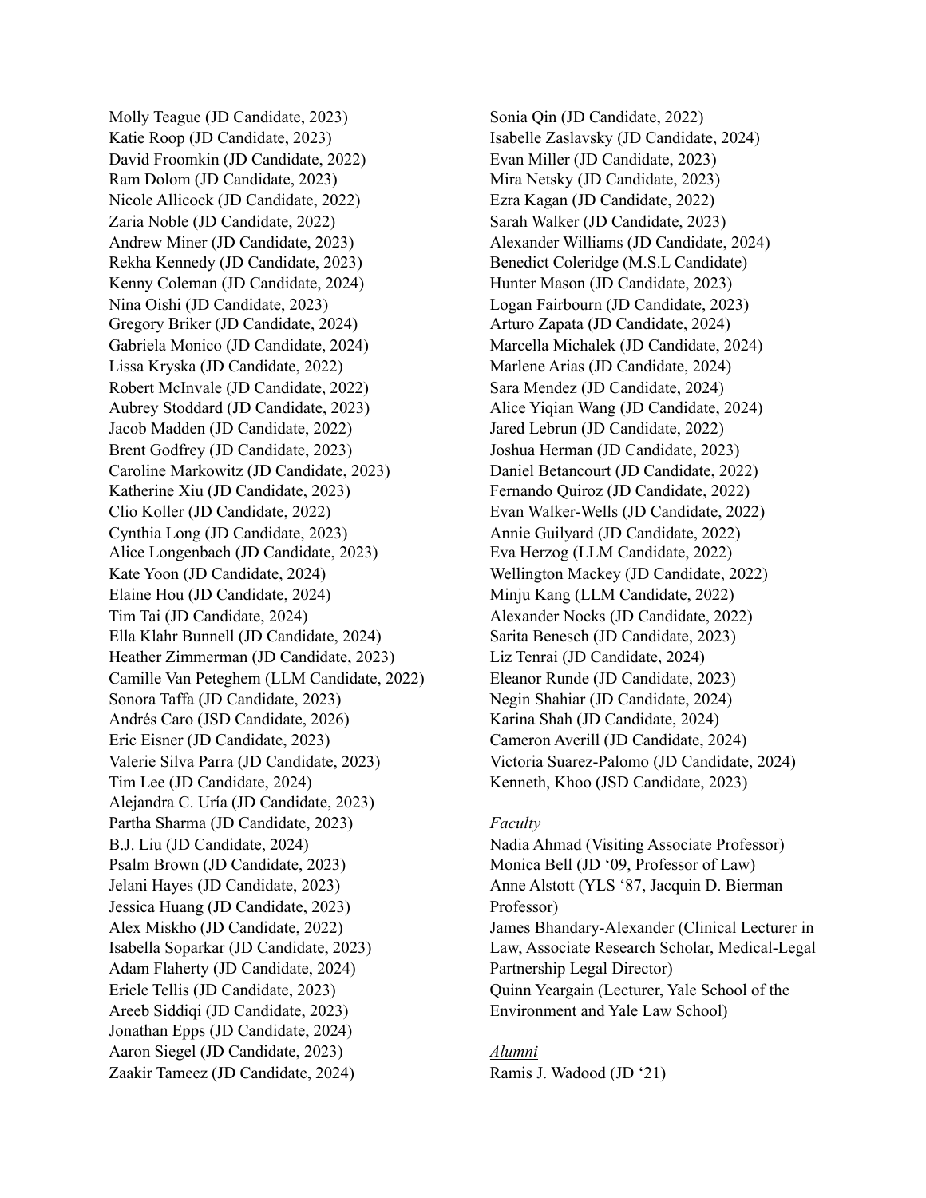Molly Teague (JD Candidate, 2023)
Katie Roop (JD Candidate, 2023)
David Froomkin (JD Candidate, 2022)
Ram Dolom (JD Candidate, 2023)
Nicole Allicock (JD Candidate, 2022)
Zaria Noble (JD Candidate, 2022)
Andrew Miner (JD Candidate, 2023)
Rekha Kennedy (JD Candidate, 2023)
Kenny Coleman (JD Candidate, 2024)
Nina Oishi (JD Candidate, 2023)
Gregory Briker (JD Candidate, 2024)
Gabriela Monico (JD Candidate, 2024)
Lissa Kryska (JD Candidate, 2022)
Robert McInvale (JD Candidate, 2022)
Aubrey Stoddard (JD Candidate, 2023)
Jacob Madden (JD Candidate, 2022)
Brent Godfrey (JD Candidate, 2023)
Caroline Markowitz (JD Candidate, 2023)
Katherine Xiu (JD Candidate, 2023)
Clio Koller (JD Candidate, 2022)
Cynthia Long (JD Candidate, 2023)
Alice Longenbach (JD Candidate, 2023)
Kate Yoon (JD Candidate, 2024)
Elaine Hou (JD Candidate, 2024)
Tim Tai (JD Candidate, 2024)
Ella Klahr Bunnell (JD Candidate, 2024)
Heather Zimmerman (JD Candidate, 2023)
Camille Van Peteghem (LLM Candidate, 2022)
Sonora Taffa (JD Candidate, 2023)
Andrés Caro (JSD Candidate, 2026)
Eric Eisner (JD Candidate, 2023)
Valerie Silva Parra (JD Candidate, 2023)
Tim Lee (JD Candidate, 2024)
Alejandra C. Uría (JD Candidate, 2023)
Partha Sharma (JD Candidate, 2023)
B.J. Liu (JD Candidate, 2024)
Psalm Brown (JD Candidate, 2023)
Jelani Hayes (JD Candidate, 2023)
Jessica Huang (JD Candidate, 2023)
Alex Miskho (JD Candidate, 2022)
Isabella Soparkar (JD Candidate, 2023)
Adam Flaherty (JD Candidate, 2024)
Eriele Tellis (JD Candidate, 2023)
Areeb Siddiqi (JD Candidate, 2023)
Jonathan Epps (JD Candidate, 2024)
Aaron Siegel (JD Candidate, 2023)
Zaakir Tameez (JD Candidate, 2024)
Sonia Qin (JD Candidate, 2022)
Isabelle Zaslavsky (JD Candidate, 2024)
Evan Miller (JD Candidate, 2023)
Mira Netsky (JD Candidate, 2023)
Ezra Kagan (JD Candidate, 2022)
Sarah Walker (JD Candidate, 2023)
Alexander Williams (JD Candidate, 2024)
Benedict Coleridge (M.S.L Candidate)
Hunter Mason (JD Candidate, 2023)
Logan Fairbourn (JD Candidate, 2023)
Arturo Zapata (JD Candidate, 2024)
Marcella Michalek (JD Candidate, 2024)
Marlene Arias (JD Candidate, 2024)
Sara Mendez (JD Candidate, 2024)
Alice Yiqian Wang (JD Candidate, 2024)
Jared Lebrun (JD Candidate, 2022)
Joshua Herman (JD Candidate, 2023)
Daniel Betancourt (JD Candidate, 2022)
Fernando Quiroz (JD Candidate, 2022)
Evan Walker-Wells (JD Candidate, 2022)
Annie Guilyard (JD Candidate, 2022)
Eva Herzog (LLM Candidate, 2022)
Wellington Mackey (JD Candidate, 2022)
Minju Kang (LLM Candidate, 2022)
Alexander Nocks (JD Candidate, 2022)
Sarita Benesch (JD Candidate, 2023)
Liz Tenrai (JD Candidate, 2024)
Eleanor Runde (JD Candidate, 2023)
Negin Shahiar (JD Candidate, 2024)
Karina Shah (JD Candidate, 2024)
Cameron Averill (JD Candidate, 2024)
Victoria Suarez-Palomo (JD Candidate, 2024)
Kenneth, Khoo (JSD Candidate, 2023)

*Faculty*

Nadia Ahmad (Visiting Associate Professor)
Monica Bell (JD '09, Professor of Law)
Anne Alstott (YLS '87, Jacquin D. Bierman Professor)
James Bhandary-Alexander (Clinical Lecturer in Law, Associate Research Scholar, Medical-Legal Partnership Legal Director)
Quinn Yeargain (Lecturer, Yale School of the Environment and Yale Law School)

*Alumni*

Ramis J. Wadood (JD '21)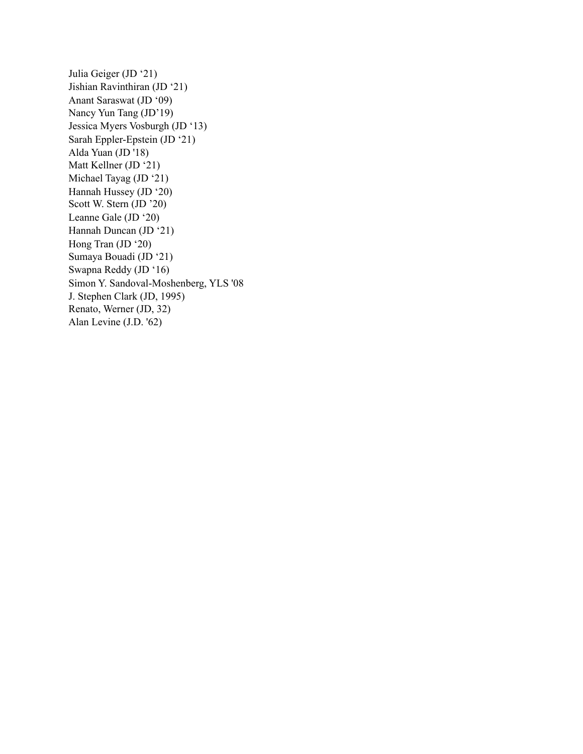Julia Geiger (JD ‘21)
Jishian Ravinthiran (JD ‘21)
Anant Saraswat (JD ‘09)
Nancy Yun Tang (JD’19)
Jessica Myers Vosburgh (JD ‘13)
Sarah Eppler-Epstein (JD ‘21)
Alda Yuan (JD '18)
Matt Kellner (JD ‘21)
Michael Tayag (JD ‘21)
Hannah Hussey (JD ‘20)
Scott W. Stern (JD ’20)
Leanne Gale (JD ‘20)
Hannah Duncan (JD ‘21)
Hong Tran (JD ‘20)
Sumaya Bouadi (JD ‘21)
Swapna Reddy (JD ‘16)
Simon Y. Sandoval-Moshenberg, YLS '08
J. Stephen Clark (JD, 1995)
Renato, Werner (JD, 32)
Alan Levine (J.D. '62)